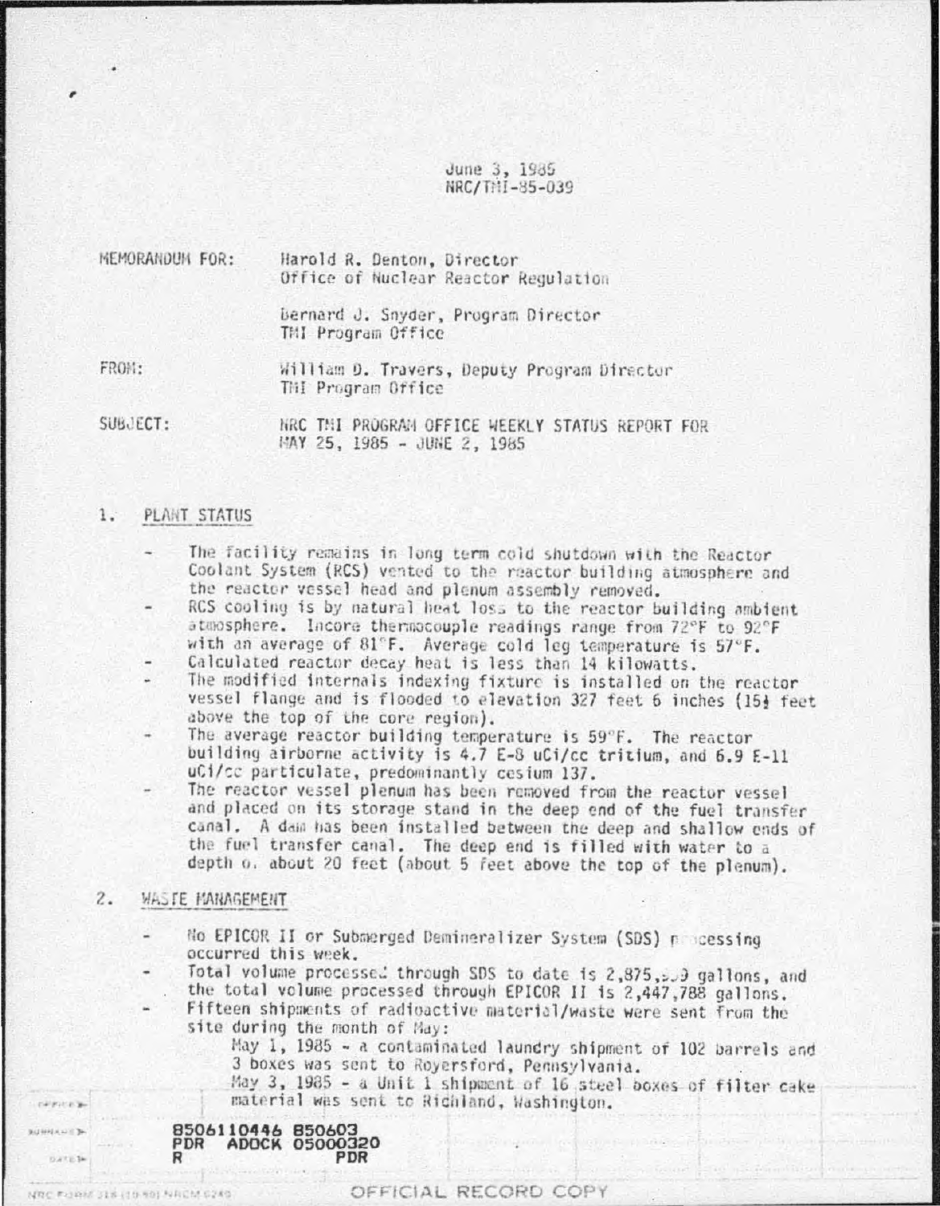June 3, 1985
NRC/TMI-85-039

MEMORANDUM FOR: Harold R. Denton, Director
Office of Nuclear Reactor Regulation

Bernard J. Snyder, Program Director
TMI Program Office

FROM: William D. Travers, Deputy Program Director
TMI Program Office

SUBJECT: NRC TMI PROGRAM OFFICE WEEKLY STATUS REPORT FOR MAY 25, 1985 - JUNE 2, 1985

## 1. PLANT STATUS

- The facility remains in long term cold shutdown with the Reactor Coolant System (RCS) vented to the reactor building atmosphere and the reactor vessel head and plenum assembly removed.
- RCS cooling is by natural heat loss to the reactor building ambient atmosphere. Incore thermocouple readings range from 72°F to 92°F with an average of 81°F. Average cold leg temperature is 57°F.
- Calculated reactor decay heat is less than 14 kilowatts.
- The modified internals indexing fixture is installed on the reactor vessel flange and is flooded to elevation 327 feet 6 inches (15½ feet above the top of the core region).
- The average reactor building temperature is 59°F. The reactor building airborne activity is 4.7 E-8 uCi/cc tritium, and 6.9 E-11 uCi/cc particulate, predominantly cesium 137.
- The reactor vessel plenum has been removed from the reactor vessel and placed on its storage stand in the deep end of the fuel transfer canal. A dam has been installed between the deep and shallow ends of the fuel transfer canal. The deep end is filled with water to a depth of about 20 feet (about 5 feet above the top of the plenum).

## 2. WASTE MANAGEMENT

- No EPICOR II or Submerged Demineralizer System (SDS) processing occurred this week.
- Total volume processed through SDS to date is 2,875,559 gallons, and the total volume processed through EPICOR II is 2,447,788 gallons.
- Fifteen shipments of radioactive material/waste were sent from the site during the month of May:

  May 1, 1985 - a contaminated laundry shipment of 102 barrels and 3 boxes was sent to Royersford, Pennsylvania.

  May 3, 1985 - a Unit 1 shipment of 16 steel boxes of filter cake material was sent to Richland, Washington.

8506110446 850603
PDR ADOCK 05000320
R PDR

OFFICIAL RECORD COPY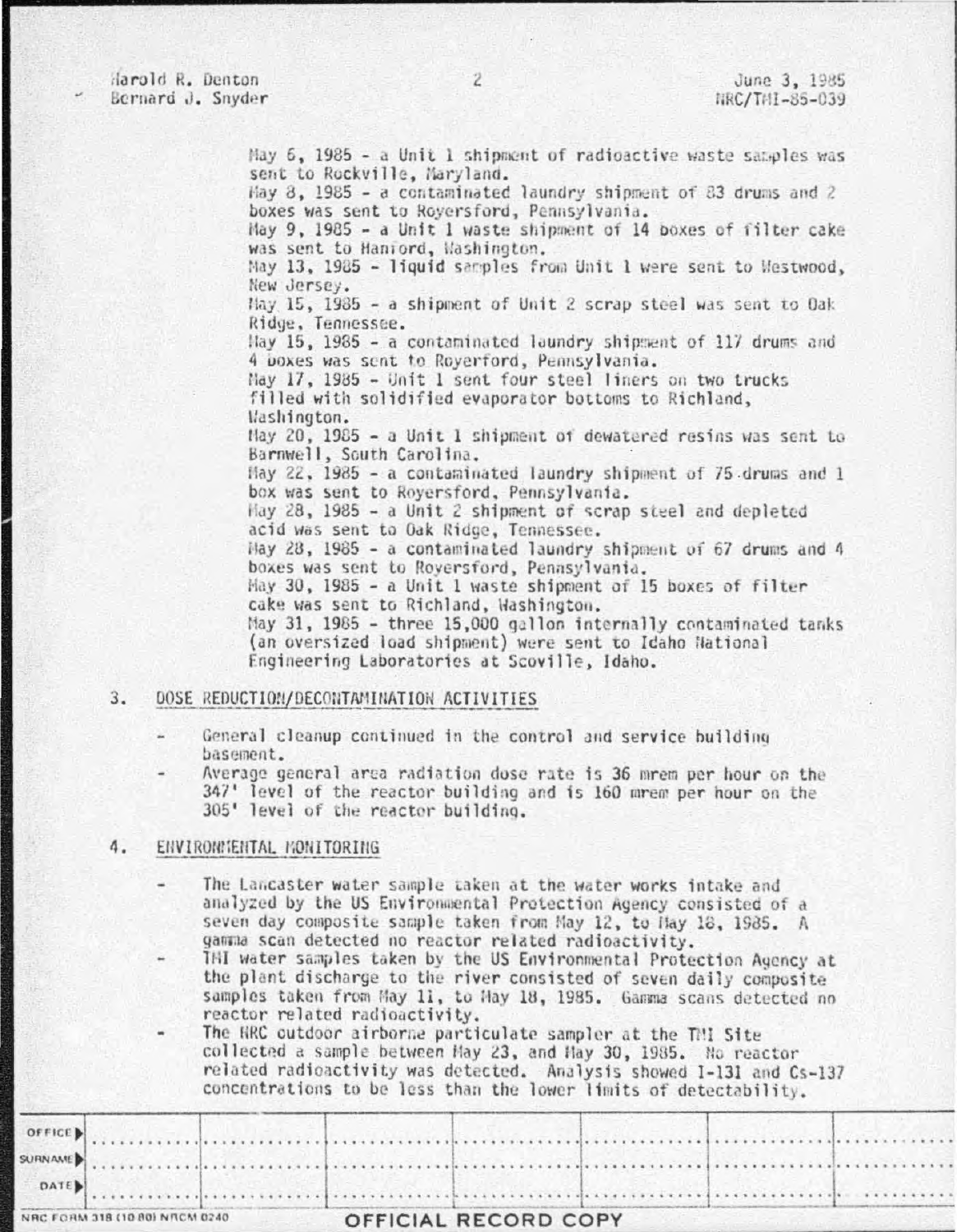May 6, 1985 - a Unit 1 shipment of radioactive waste samples was sent to Rockville, Maryland.
May 8, 1985 - a contaminated laundry shipment of 83 drums and 2 boxes was sent to Royersford, Pennsylvania.
May 9, 1985 - a Unit 1 waste shipment of 14 boxes of filter cake was sent to Hanford, Washington.
May 13, 1985 - liquid samples from Unit 1 were sent to Westwood, New Jersey.
May 15, 1985 - a shipment of Unit 2 scrap steel was sent to Oak Ridge, Tennessee.
May 15, 1985 - a contaminated laundry shipment of 117 drums and 4 boxes was sent to Royerford, Pennsylvania.
May 17, 1985 - Unit 1 sent four steel liners on two trucks filled with solidified evaporator bottoms to Richland, Washington.
May 20, 1985 - a Unit 1 shipment of dewatered resins was sent to Barnwell, South Carolina.
May 22, 1985 - a contaminated laundry shipment of 75 drums and 1 box was sent to Royersford, Pennsylvania.
May 28, 1985 - a Unit 2 shipment of scrap steel and depleted acid was sent to Oak Ridge, Tennessee.
May 28, 1985 - a contaminated laundry shipment of 67 drums and 4 boxes was sent to Royersford, Pennsylvania.
May 30, 1985 - a Unit 1 waste shipment of 15 boxes of filter cake was sent to Richland, Washington.
May 31, 1985 - three 15,000 gallon internally contaminated tanks (an oversized load shipment) were sent to Idaho National Engineering Laboratories at Scoville, Idaho.

3. DOSE REDUCTION/DECONTAMINATION ACTIVITIES

- General cleanup continued in the control and service building basement.
- Average general area radiation dose rate is 36 mrem per hour on the 347' level of the reactor building and is 160 mrem per hour on the 305' level of the reactor building.

4. ENVIRONMENTAL MONITORING

- The Lancaster water sample taken at the water works intake and analyzed by the US Environmental Protection Agency consisted of a seven day composite sample taken from May 12, to May 18, 1985. A gamma scan detected no reactor related radioactivity.
- TMI water samples taken by the US Environmental Protection Agency at the plant discharge to the river consisted of seven daily composite samples taken from May 11, to May 18, 1985. Gamma scans detected no reactor related radioactivity.
- The NRC outdoor airborne particulate sampler at the TMI Site collected a sample between May 23, and May 30, 1985. No reactor related radioactivity was detected. Analysis showed I-131 and Cs-137 concentrations to be less than the lower limits of detectability.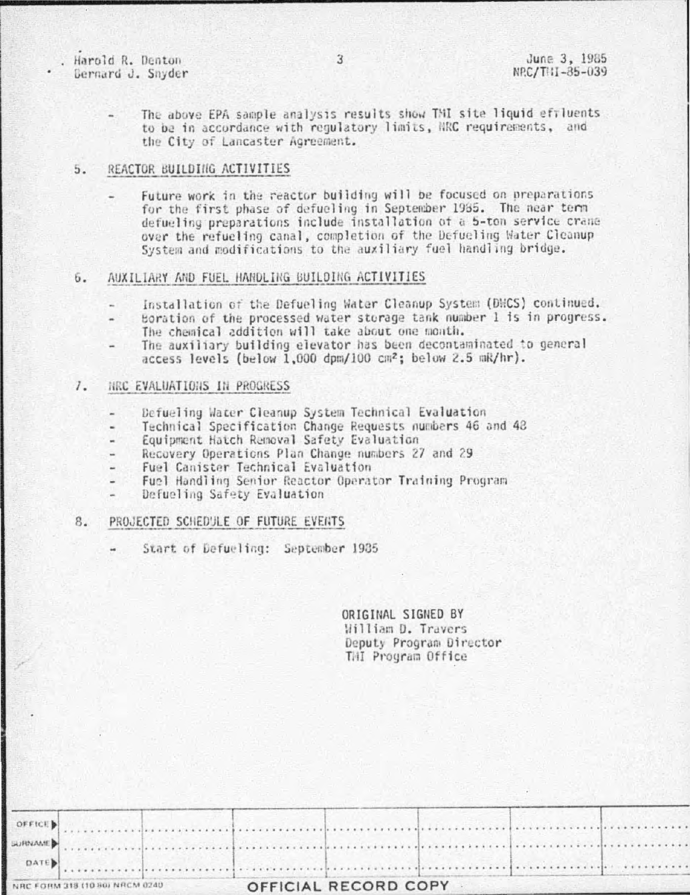- The above EPA sample analysis results show TMI site liquid effluents to be in accordance with regulatory limits, NRC requirements, and the City of Lancaster Agreement.

## 5. REACTOR BUILDING ACTIVITIES

- Future work in the reactor building will be focused on preparations for the first phase of defueling in September 1985. The near term defueling preparations include installation of a 5-ton service crane over the refueling canal, completion of the Defueling Water Cleanup System and modifications to the auxiliary fuel handling bridge.

## 6. AUXILIARY AND FUEL HANDLING BUILDING ACTIVITIES

- Installation of the Defueling Water Cleanup System (DWCS) continued.
- Boration of the processed water storage tank number 1 is in progress. The chemical addition will take about one month.
- The auxiliary building elevator has been decontaminated to general access levels (below 1,000 dpm/100 $cm^2$; below 2.5 mR/hr).

## 7. NRC EVALUATIONS IN PROGRESS

- Defueling Water Cleanup System Technical Evaluation
- Technical Specification Change Requests numbers 46 and 48
- Equipment Hatch Removal Safety Evaluation
- Recovery Operations Plan Change numbers 27 and 29
- Fuel Canister Technical Evaluation
- Fuel Handling Senior Reactor Operator Training Program
- Defueling Safety Evaluation

## 8. PROJECTED SCHEDULE OF FUTURE EVENTS

- Start of Defueling: September 1985

ORIGINAL SIGNED BY
William D. Travers
Deputy Program Director
TMI Program Office

| OFFICE | | | | | | |
|---|---|---|---|---|---|---|
| SURNAME | | | | | | |
| DATE | | | | | | |

NRC FORM 318 (10 80) NRCM 0240

OFFICIAL RECORD COPY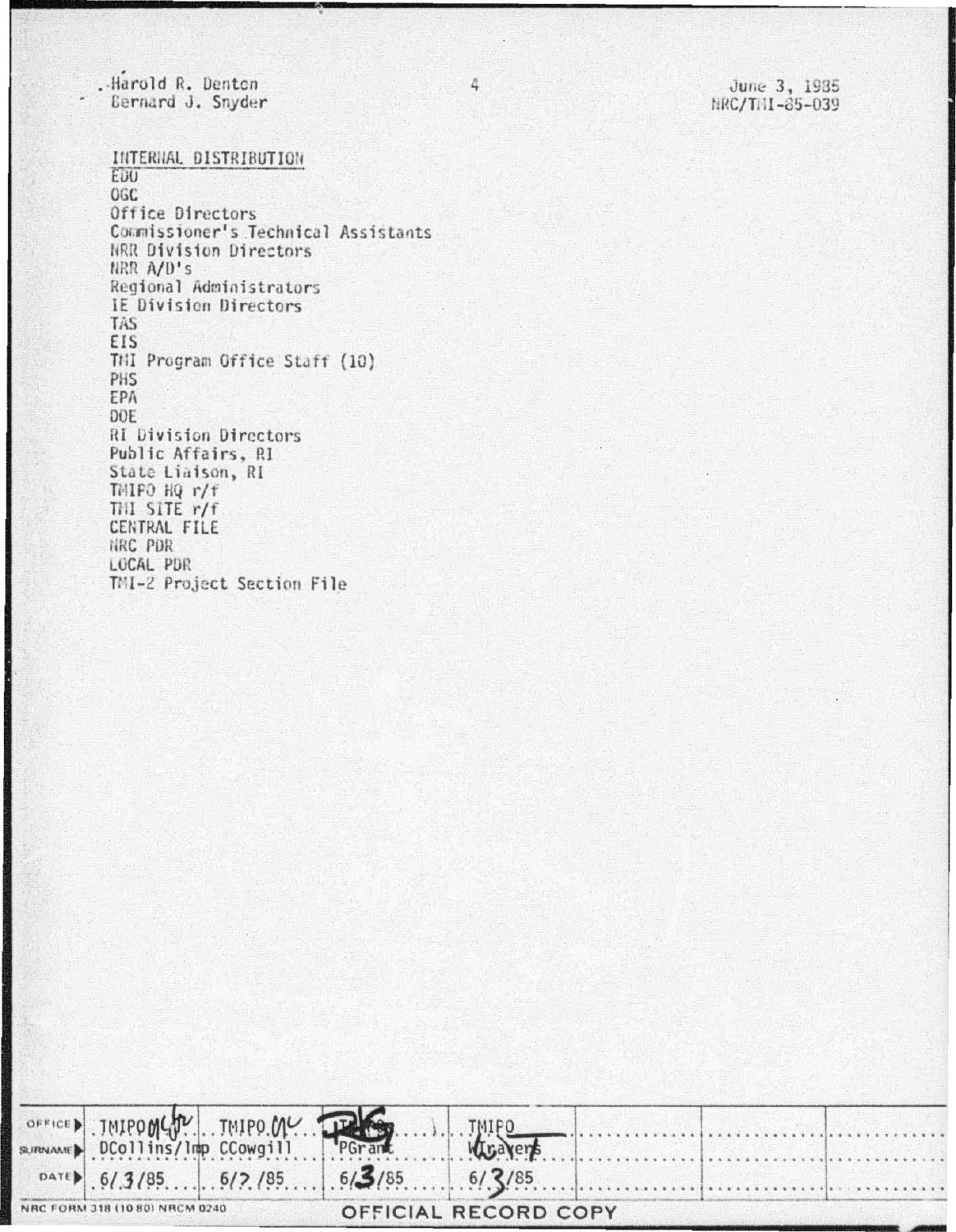Harold R. Denton
Bernard J. Snyder

June 3, 1985
NRC/TMI-85-039

INTERNAL DISTRIBUTION
EDO
OGC
Office Directors
Commissioner's Technical Assistants
NRR Division Directors
NRR A/D's
Regional Administrators
IE Division Directors
TAS
EIS
TMI Program Office Staff (10)
PHS
EPA
DOE
RI Division Directors
Public Affairs, RI
State Liaison, RI
TMIPO HQ r/f
TMI SITE r/f
CENTRAL FILE
NRC PDR
LOCAL PDR
TMI-2 Project Section File

| | | | | | | | |
|---|---|---|---|---|---|---|---|
| OFFICE | TMIPO | TMIPO | TMIPO | TMIPO | | | |
| SURNAME | DCollins/lmp | CCowgill | PGrant | WTravers | | | |
| DATE | 6/3/85 | 6/?/85 | 6/3/85 | 6/3/85 | | | |

NRC FORM 318 (10 80) NRCM 0240

OFFICIAL RECORD COPY